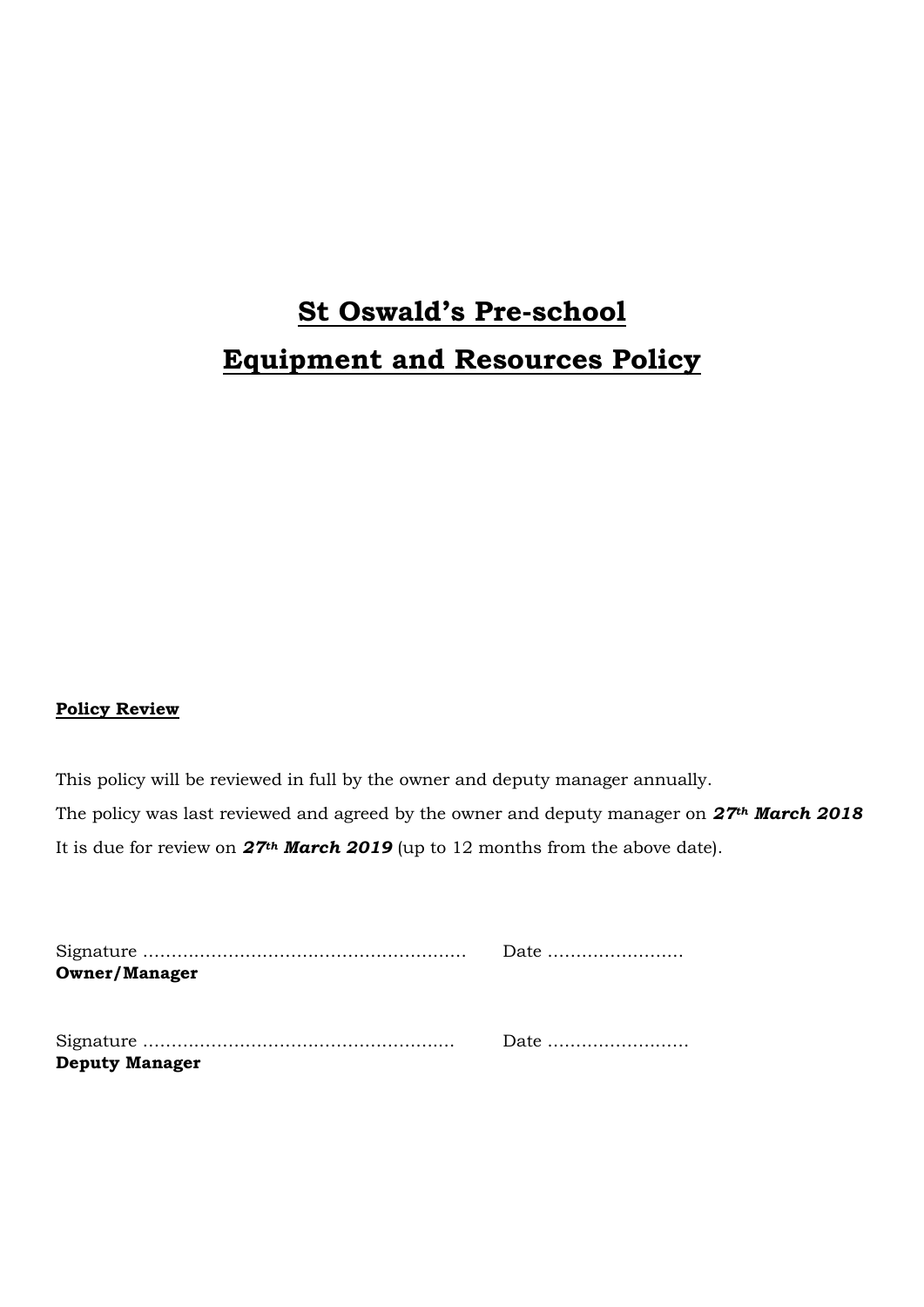# St Oswald's Pre-school

# Equipment and Resources Policy

**Policy Review**

This policy will be reviewed in full by the owner and deputy manager annually.

The policy was last reviewed and agreed by the owner and deputy manager on ***27th March 2018***

It is due for review on ***27th March 2019*** (up to 12 months from the above date).

Signature ………………………………………………… Date ……………………
**Owner/Manager**

Signature ……………………………………………… Date ……………………
**Deputy Manager**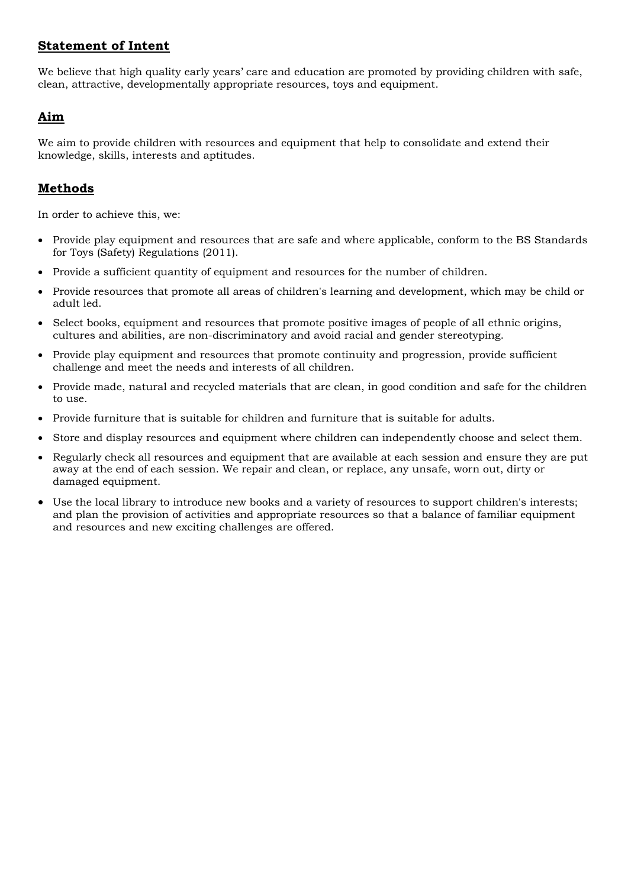## Statement of Intent

We believe that high quality early years' care and education are promoted by providing children with safe, clean, attractive, developmentally appropriate resources, toys and equipment.

## Aim

We aim to provide children with resources and equipment that help to consolidate and extend their knowledge, skills, interests and aptitudes.

## Methods

In order to achieve this, we:

- Provide play equipment and resources that are safe and where applicable, conform to the BS Standards for Toys (Safety) Regulations (2011).
- Provide a sufficient quantity of equipment and resources for the number of children.
- Provide resources that promote all areas of children's learning and development, which may be child or adult led.
- Select books, equipment and resources that promote positive images of people of all ethnic origins, cultures and abilities, are non-discriminatory and avoid racial and gender stereotyping.
- Provide play equipment and resources that promote continuity and progression, provide sufficient challenge and meet the needs and interests of all children.
- Provide made, natural and recycled materials that are clean, in good condition and safe for the children to use.
- Provide furniture that is suitable for children and furniture that is suitable for adults.
- Store and display resources and equipment where children can independently choose and select them.
- Regularly check all resources and equipment that are available at each session and ensure they are put away at the end of each session. We repair and clean, or replace, any unsafe, worn out, dirty or damaged equipment.
- Use the local library to introduce new books and a variety of resources to support children's interests; and plan the provision of activities and appropriate resources so that a balance of familiar equipment and resources and new exciting challenges are offered.